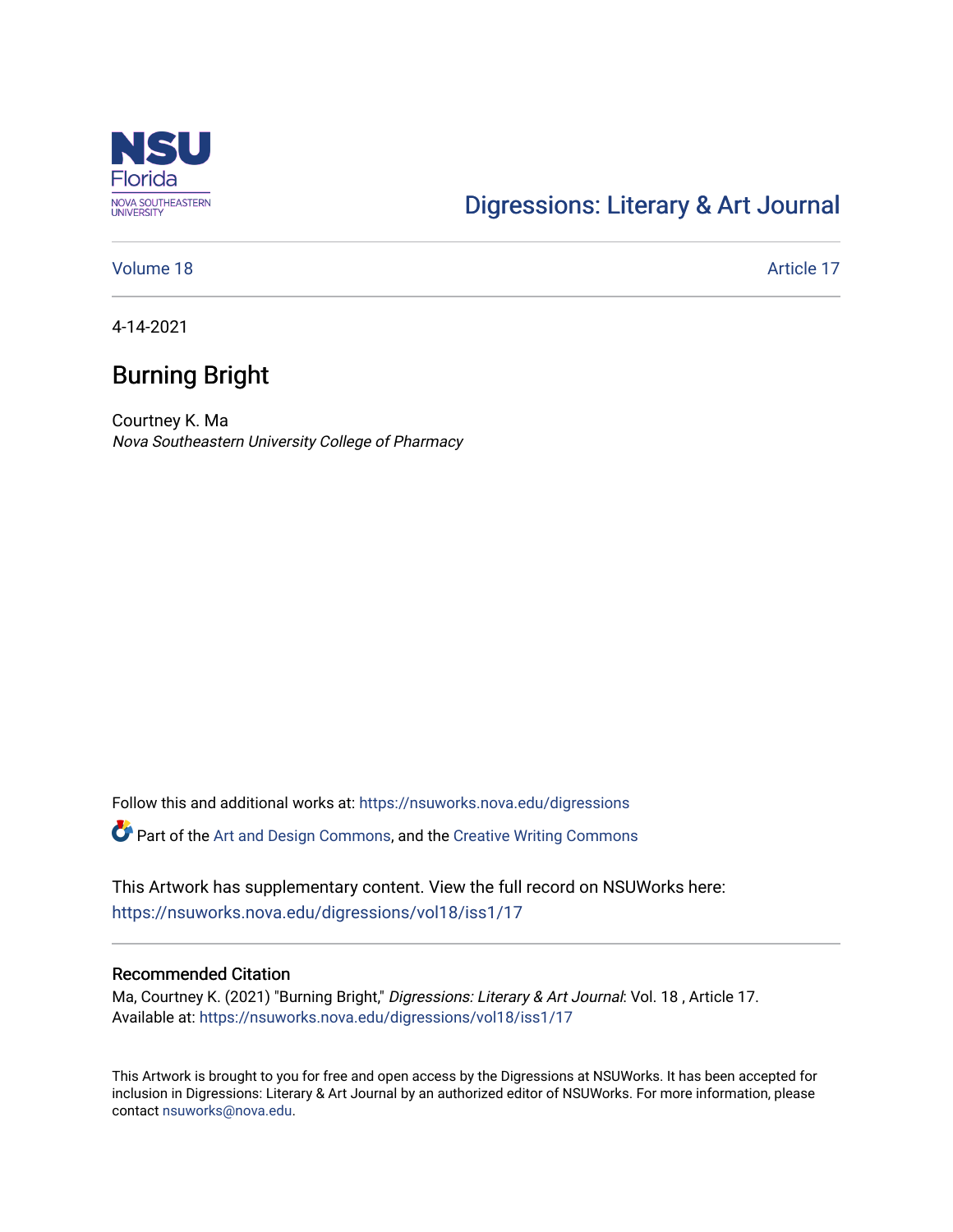NSU Florida
NOVA SOUTHEASTERN UNIVERSITY

Digressions: Literary & Art Journal

Volume 18 Article 17

4-14-2021

# Burning Bright

Courtney K. Ma
*Nova Southeastern University College of Pharmacy*

Follow this and additional works at: https://nsuworks.nova.edu/digressions

Part of the Art and Design Commons, and the Creative Writing Commons

This Artwork has supplementary content. View the full record on NSUWorks here: https://nsuworks.nova.edu/digressions/vol18/iss1/17

## Recommended Citation

Ma, Courtney K. (2021) "Burning Bright," *Digressions: Literary & Art Journal*: Vol. 18 , Article 17.
Available at: https://nsuworks.nova.edu/digressions/vol18/iss1/17

This Artwork is brought to you for free and open access by the Digressions at NSUWorks. It has been accepted for inclusion in Digressions: Literary & Art Journal by an authorized editor of NSUWorks. For more information, please contact nsuworks@nova.edu.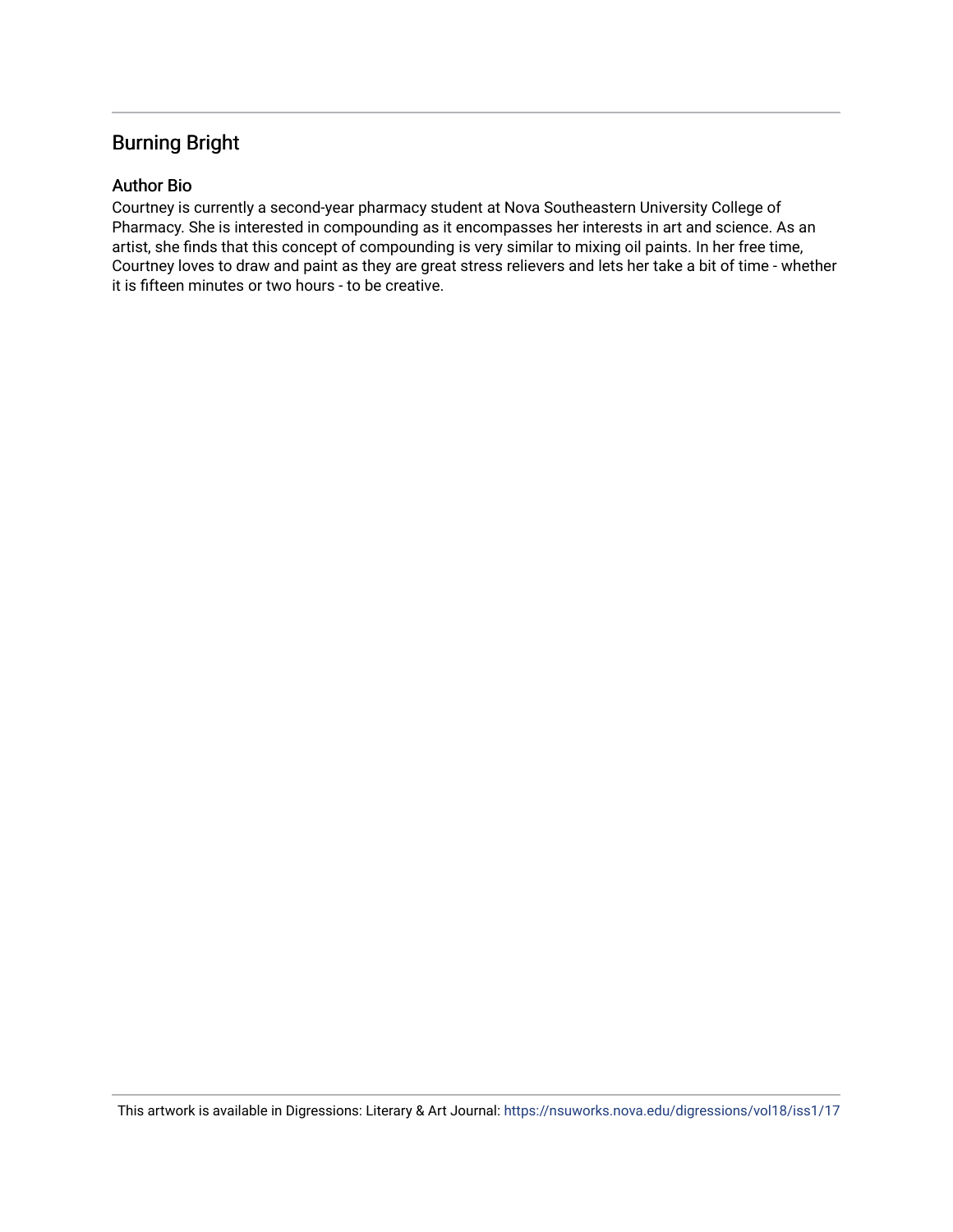# Burning Bright

## Author Bio

Courtney is currently a second-year pharmacy student at Nova Southeastern University College of Pharmacy. She is interested in compounding as it encompasses her interests in art and science. As an artist, she finds that this concept of compounding is very similar to mixing oil paints. In her free time, Courtney loves to draw and paint as they are great stress relievers and lets her take a bit of time - whether it is fifteen minutes or two hours - to be creative.

This artwork is available in Digressions: Literary & Art Journal: https://nsuworks.nova.edu/digressions/vol18/iss1/17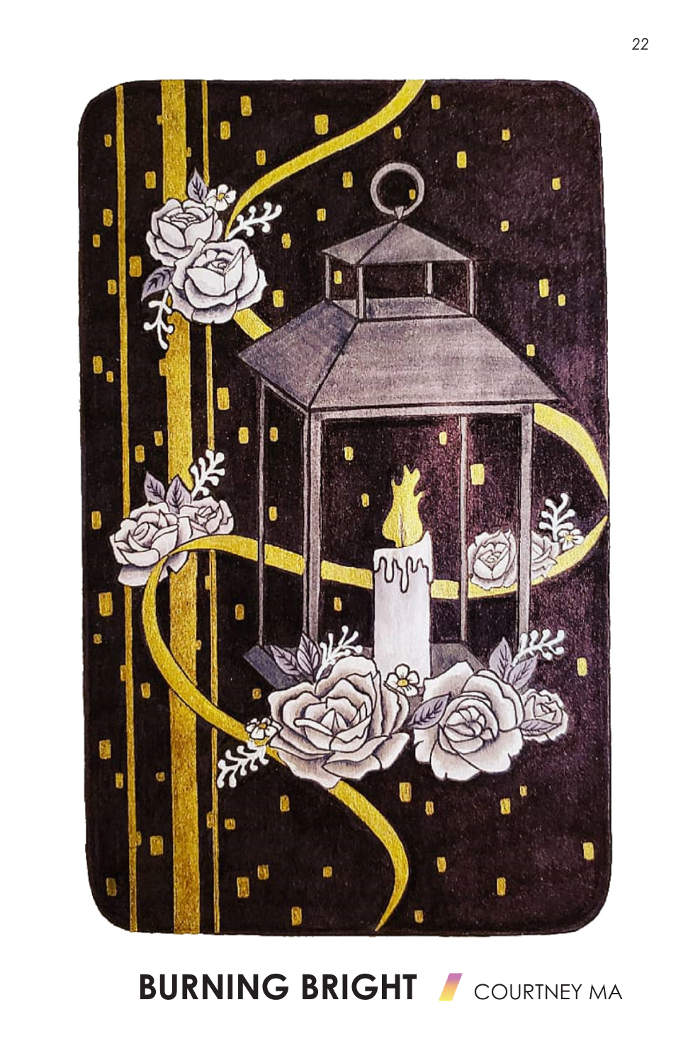**BURNING BRIGHT** / COURTNEY MA